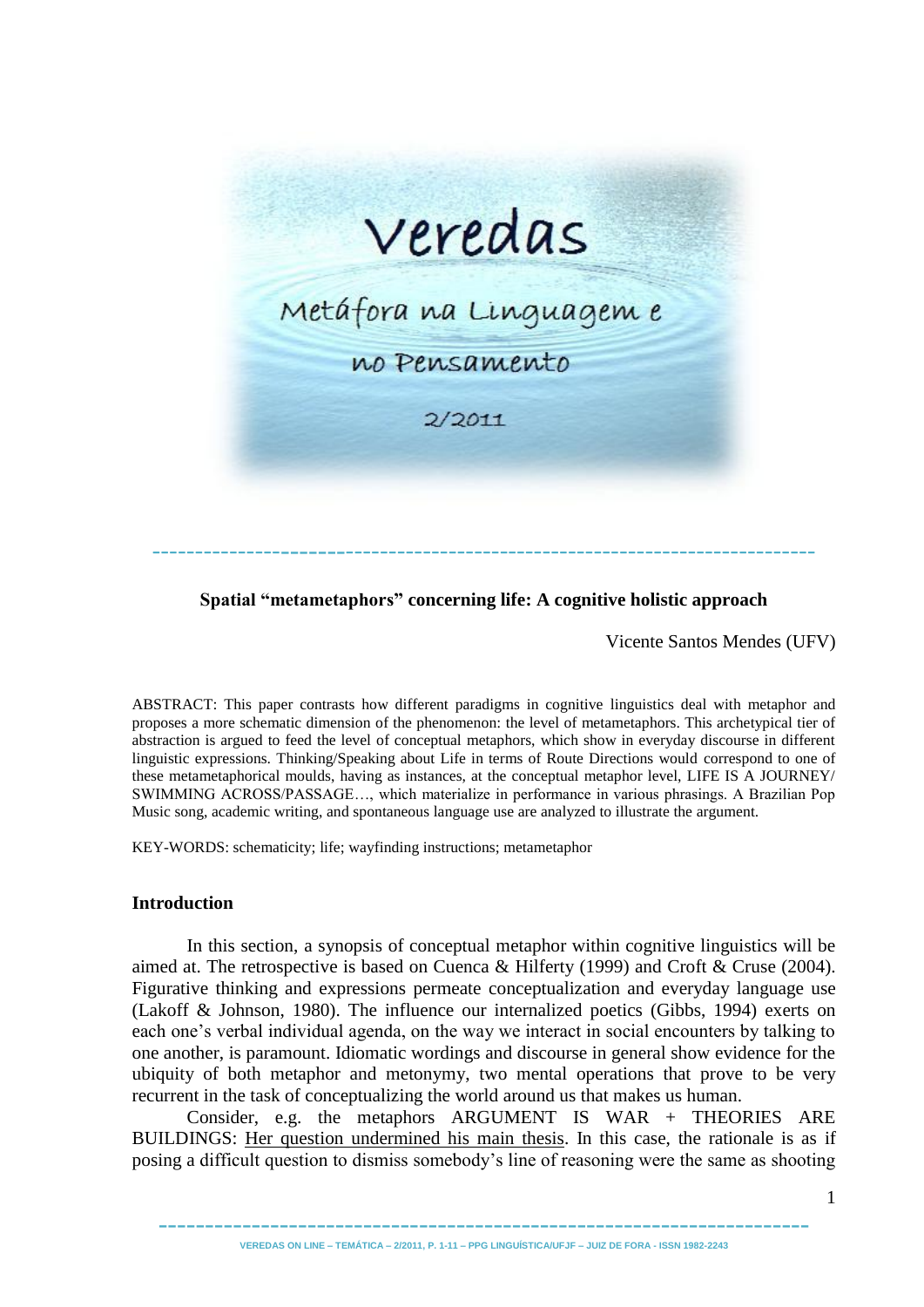# Spatial "metametaphors" concerning life: A cognitive holistic approach

Vicente Santos Mendes (UFV)

ABSTRACT: This paper contrasts how different paradigms in cognitive linguistics deal with metaphor and proposes a more schematic dimension of the phenomenon: the level of metametaphors. This archetypical tier of abstraction is argued to feed the level of conceptual metaphors, which show in everyday discourse in different linguistic expressions. Thinking/Speaking about Life in terms of Route Directions would correspond to one of these metametaphorical moulds, having as instances, at the conceptual metaphor level, LIFE IS A JOURNEY/ SWIMMING ACROSS/PASSAGE…, which materialize in performance in various phrasings. A Brazilian Pop Music song, academic writing, and spontaneous language use are analyzed to illustrate the argument.

KEY-WORDS: schematicity; life; wayfinding instructions; metametaphor

## Introduction

In this section, a synopsis of conceptual metaphor within cognitive linguistics will be aimed at. The retrospective is based on Cuenca & Hilferty (1999) and Croft & Cruse (2004). Figurative thinking and expressions permeate conceptualization and everyday language use (Lakoff & Johnson, 1980). The influence our internalized poetics (Gibbs, 1994) exerts on each one's verbal individual agenda, on the way we interact in social encounters by talking to one another, is paramount. Idiomatic wordings and discourse in general show evidence for the ubiquity of both metaphor and metonymy, two mental operations that prove to be very recurrent in the task of conceptualizing the world around us that makes us human.

Consider, e.g. the metaphors ARGUMENT IS WAR + THEORIES ARE BUILDINGS: <u>Her question undermined his main thesis</u>. In this case, the rationale is as if posing a difficult question to dismiss somebody's line of reasoning were the same as shooting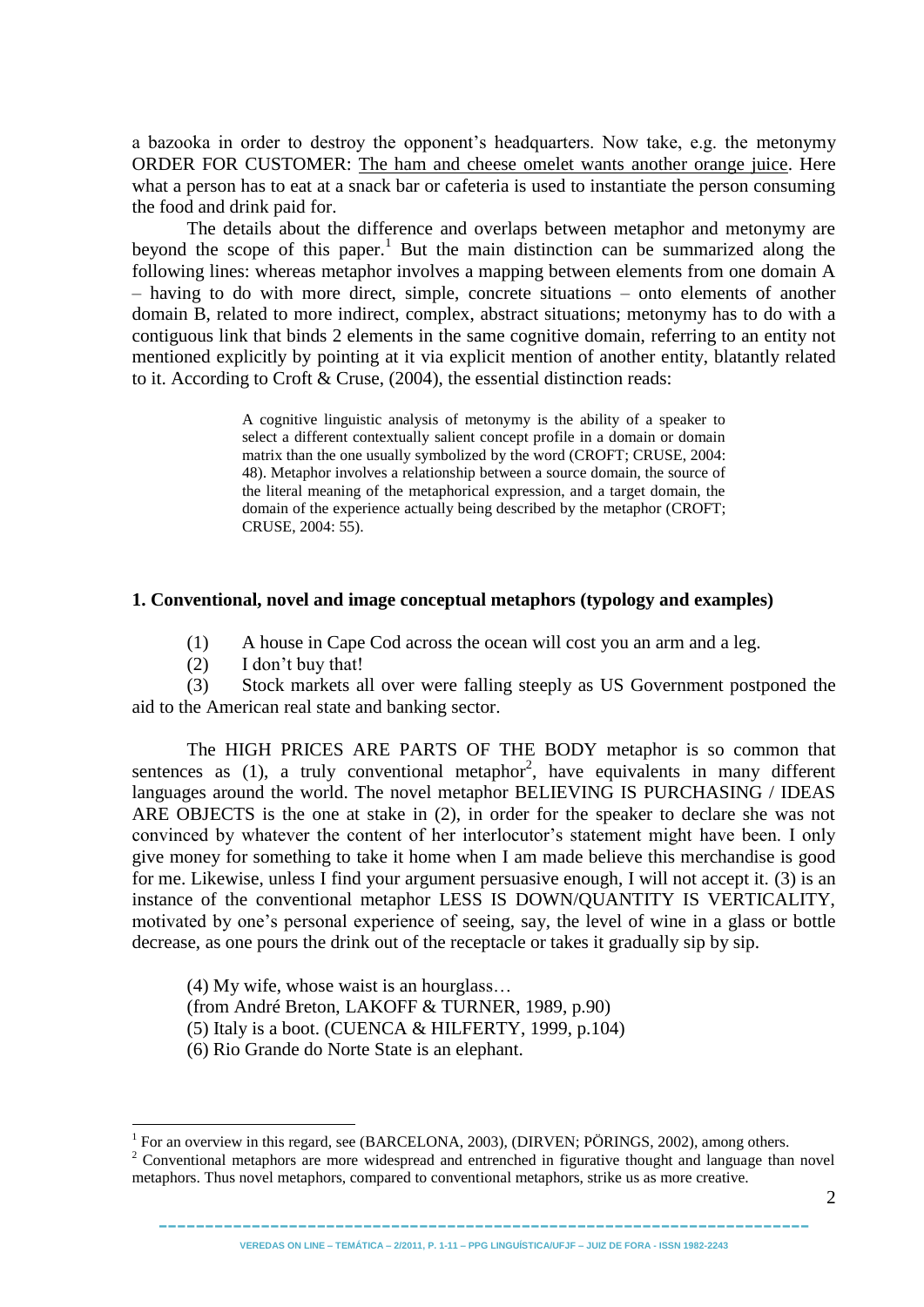a bazooka in order to destroy the opponent's headquarters. Now take, e.g. the metonymy ORDER FOR CUSTOMER: The ham and cheese omelet wants another orange juice. Here what a person has to eat at a snack bar or cafeteria is used to instantiate the person consuming the food and drink paid for.

The details about the difference and overlaps between metaphor and metonymy are beyond the scope of this paper.[1] But the main distinction can be summarized along the following lines: whereas metaphor involves a mapping between elements from one domain A – having to do with more direct, simple, concrete situations – onto elements of another domain B, related to more indirect, complex, abstract situations; metonymy has to do with a contiguous link that binds 2 elements in the same cognitive domain, referring to an entity not mentioned explicitly by pointing at it via explicit mention of another entity, blatantly related to it. According to Croft & Cruse, (2004), the essential distinction reads:

> A cognitive linguistic analysis of metonymy is the ability of a speaker to select a different contextually salient concept profile in a domain or domain matrix than the one usually symbolized by the word (CROFT; CRUSE, 2004: 48). Metaphor involves a relationship between a source domain, the source of the literal meaning of the metaphorical expression, and a target domain, the domain of the experience actually being described by the metaphor (CROFT; CRUSE, 2004: 55).

## 1. Conventional, novel and image conceptual metaphors (typology and examples)

(1) A house in Cape Cod across the ocean will cost you an arm and a leg.

(2) I don't buy that!

(3) Stock markets all over were falling steeply as US Government postponed the aid to the American real state and banking sector.

The HIGH PRICES ARE PARTS OF THE BODY metaphor is so common that sentences as (1), a truly conventional metaphor[2], have equivalents in many different languages around the world. The novel metaphor BELIEVING IS PURCHASING / IDEAS ARE OBJECTS is the one at stake in (2), in order for the speaker to declare she was not convinced by whatever the content of her interlocutor's statement might have been. I only give money for something to take it home when I am made believe this merchandise is good for me. Likewise, unless I find your argument persuasive enough, I will not accept it. (3) is an instance of the conventional metaphor LESS IS DOWN/QUANTITY IS VERTICALITY, motivated by one's personal experience of seeing, say, the level of wine in a glass or bottle decrease, as one pours the drink out of the receptacle or takes it gradually sip by sip.

(4) My wife, whose waist is an hourglass…
(from André Breton, LAKOFF & TURNER, 1989, p.90)
(5) Italy is a boot. (CUENCA & HILFERTY, 1999, p.104)
(6) Rio Grande do Norte State is an elephant.

---

[1] For an overview in this regard, see (BARCELONA, 2003), (DIRVEN; PÖRINGS, 2002), among others.

[2] Conventional metaphors are more widespread and entrenched in figurative thought and language than novel metaphors. Thus novel metaphors, compared to conventional metaphors, strike us as more creative.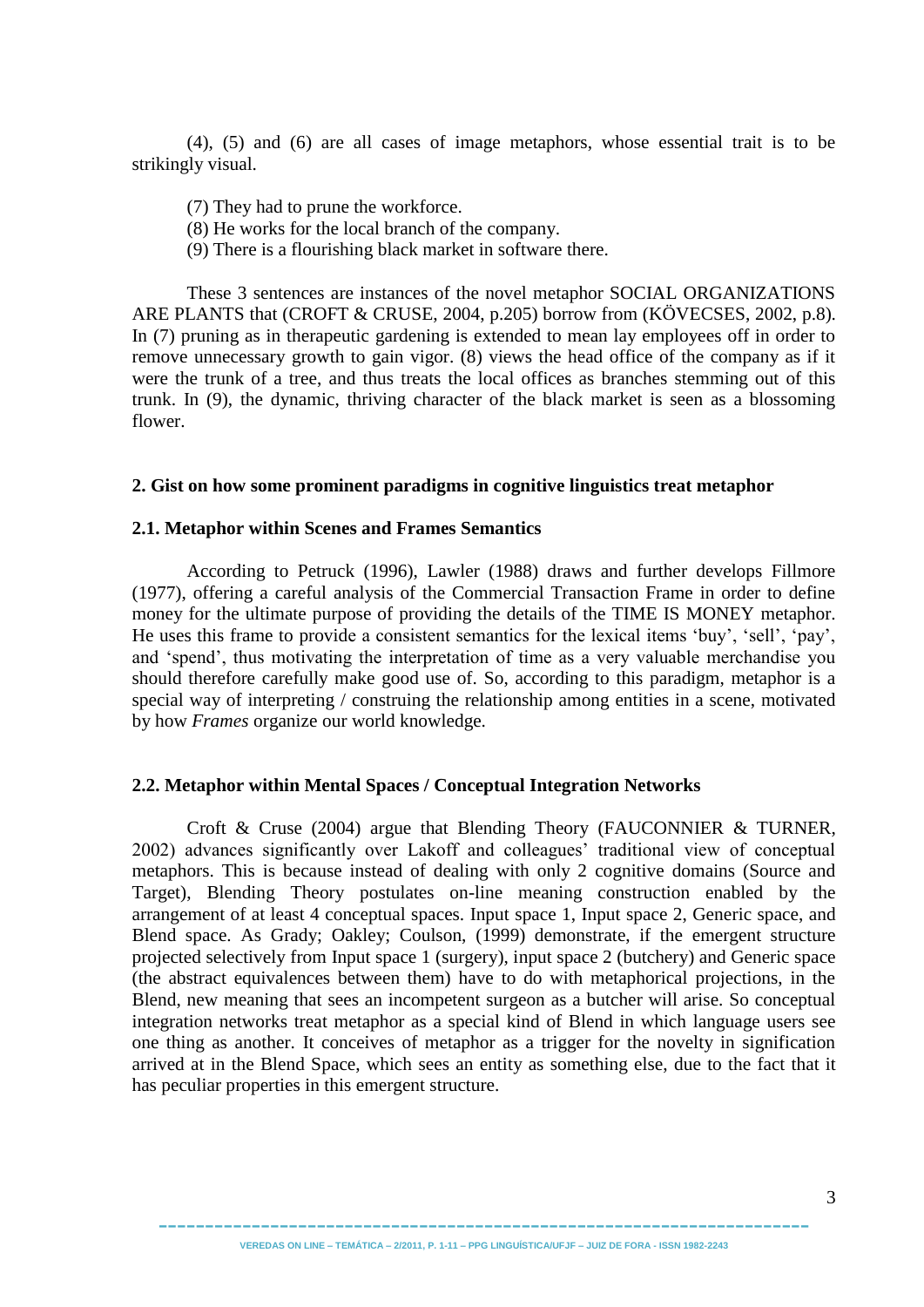(4), (5) and (6) are all cases of image metaphors, whose essential trait is to be strikingly visual.

(7) They had to prune the workforce.
(8) He works for the local branch of the company.
(9) There is a flourishing black market in software there.

These 3 sentences are instances of the novel metaphor SOCIAL ORGANIZATIONS ARE PLANTS that (CROFT & CRUSE, 2004, p.205) borrow from (KÖVECSES, 2002, p.8). In (7) pruning as in therapeutic gardening is extended to mean lay employees off in order to remove unnecessary growth to gain vigor. (8) views the head office of the company as if it were the trunk of a tree, and thus treats the local offices as branches stemming out of this trunk. In (9), the dynamic, thriving character of the black market is seen as a blossoming flower.

## 2. Gist on how some prominent paradigms in cognitive linguistics treat metaphor

### 2.1. Metaphor within Scenes and Frames Semantics

According to Petruck (1996), Lawler (1988) draws and further develops Fillmore (1977), offering a careful analysis of the Commercial Transaction Frame in order to define money for the ultimate purpose of providing the details of the TIME IS MONEY metaphor. He uses this frame to provide a consistent semantics for the lexical items 'buy', 'sell', 'pay', and 'spend', thus motivating the interpretation of time as a very valuable merchandise you should therefore carefully make good use of. So, according to this paradigm, metaphor is a special way of interpreting / construing the relationship among entities in a scene, motivated by how *Frames* organize our world knowledge.

### 2.2. Metaphor within Mental Spaces / Conceptual Integration Networks

Croft & Cruse (2004) argue that Blending Theory (FAUCONNIER & TURNER, 2002) advances significantly over Lakoff and colleagues' traditional view of conceptual metaphors. This is because instead of dealing with only 2 cognitive domains (Source and Target), Blending Theory postulates on-line meaning construction enabled by the arrangement of at least 4 conceptual spaces. Input space 1, Input space 2, Generic space, and Blend space. As Grady; Oakley; Coulson, (1999) demonstrate, if the emergent structure projected selectively from Input space 1 (surgery), input space 2 (butchery) and Generic space (the abstract equivalences between them) have to do with metaphorical projections, in the Blend, new meaning that sees an incompetent surgeon as a butcher will arise. So conceptual integration networks treat metaphor as a special kind of Blend in which language users see one thing as another. It conceives of metaphor as a trigger for the novelty in signification arrived at in the Blend Space, which sees an entity as something else, due to the fact that it has peculiar properties in this emergent structure.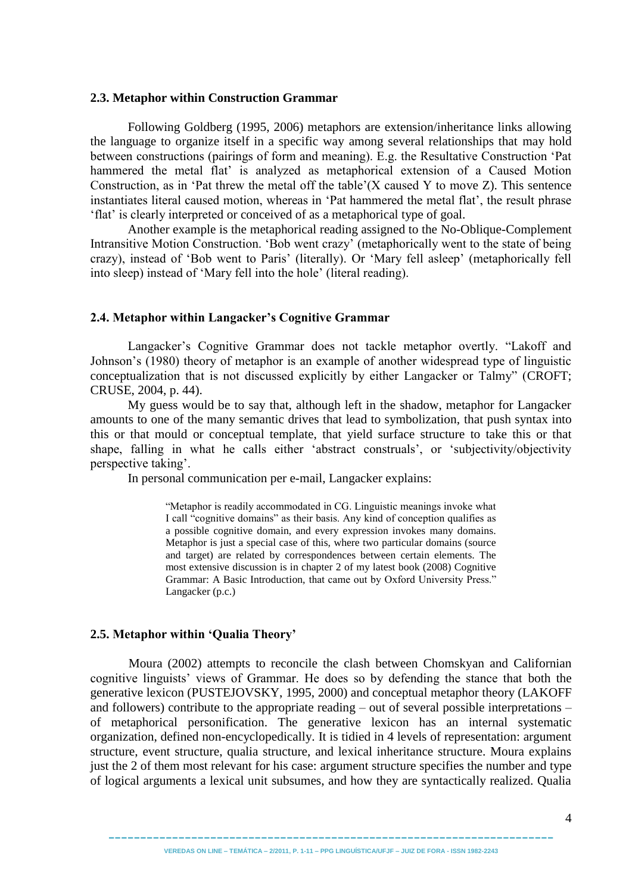### 2.3. Metaphor within Construction Grammar

Following Goldberg (1995, 2006) metaphors are extension/inheritance links allowing the language to organize itself in a specific way among several relationships that may hold between constructions (pairings of form and meaning). E.g. the Resultative Construction 'Pat hammered the metal flat' is analyzed as metaphorical extension of a Caused Motion Construction, as in 'Pat threw the metal off the table'(X caused Y to move Z). This sentence instantiates literal caused motion, whereas in 'Pat hammered the metal flat', the result phrase 'flat' is clearly interpreted or conceived of as a metaphorical type of goal.

Another example is the metaphorical reading assigned to the No-Oblique-Complement Intransitive Motion Construction. 'Bob went crazy' (metaphorically went to the state of being crazy), instead of 'Bob went to Paris' (literally). Or 'Mary fell asleep' (metaphorically fell into sleep) instead of 'Mary fell into the hole' (literal reading).

### 2.4. Metaphor within Langacker's Cognitive Grammar

Langacker's Cognitive Grammar does not tackle metaphor overtly. "Lakoff and Johnson's (1980) theory of metaphor is an example of another widespread type of linguistic conceptualization that is not discussed explicitly by either Langacker or Talmy" (CROFT; CRUSE, 2004, p. 44).

My guess would be to say that, although left in the shadow, metaphor for Langacker amounts to one of the many semantic drives that lead to symbolization, that push syntax into this or that mould or conceptual template, that yield surface structure to take this or that shape, falling in what he calls either 'abstract construals', or 'subjectivity/objectivity perspective taking'.

In personal communication per e-mail, Langacker explains:

> "Metaphor is readily accommodated in CG. Linguistic meanings invoke what I call "cognitive domains" as their basis. Any kind of conception qualifies as a possible cognitive domain, and every expression invokes many domains. Metaphor is just a special case of this, where two particular domains (source and target) are related by correspondences between certain elements. The most extensive discussion is in chapter 2 of my latest book (2008) Cognitive Grammar: A Basic Introduction, that came out by Oxford University Press." Langacker (p.c.)

### 2.5. Metaphor within 'Qualia Theory'

Moura (2002) attempts to reconcile the clash between Chomskyan and Californian cognitive linguists' views of Grammar. He does so by defending the stance that both the generative lexicon (PUSTEJOVSKY, 1995, 2000) and conceptual metaphor theory (LAKOFF and followers) contribute to the appropriate reading – out of several possible interpretations – of metaphorical personification. The generative lexicon has an internal systematic organization, defined non-encyclopedically. It is tidied in 4 levels of representation: argument structure, event structure, qualia structure, and lexical inheritance structure. Moura explains just the 2 of them most relevant for his case: argument structure specifies the number and type of logical arguments a lexical unit subsumes, and how they are syntactically realized. Qualia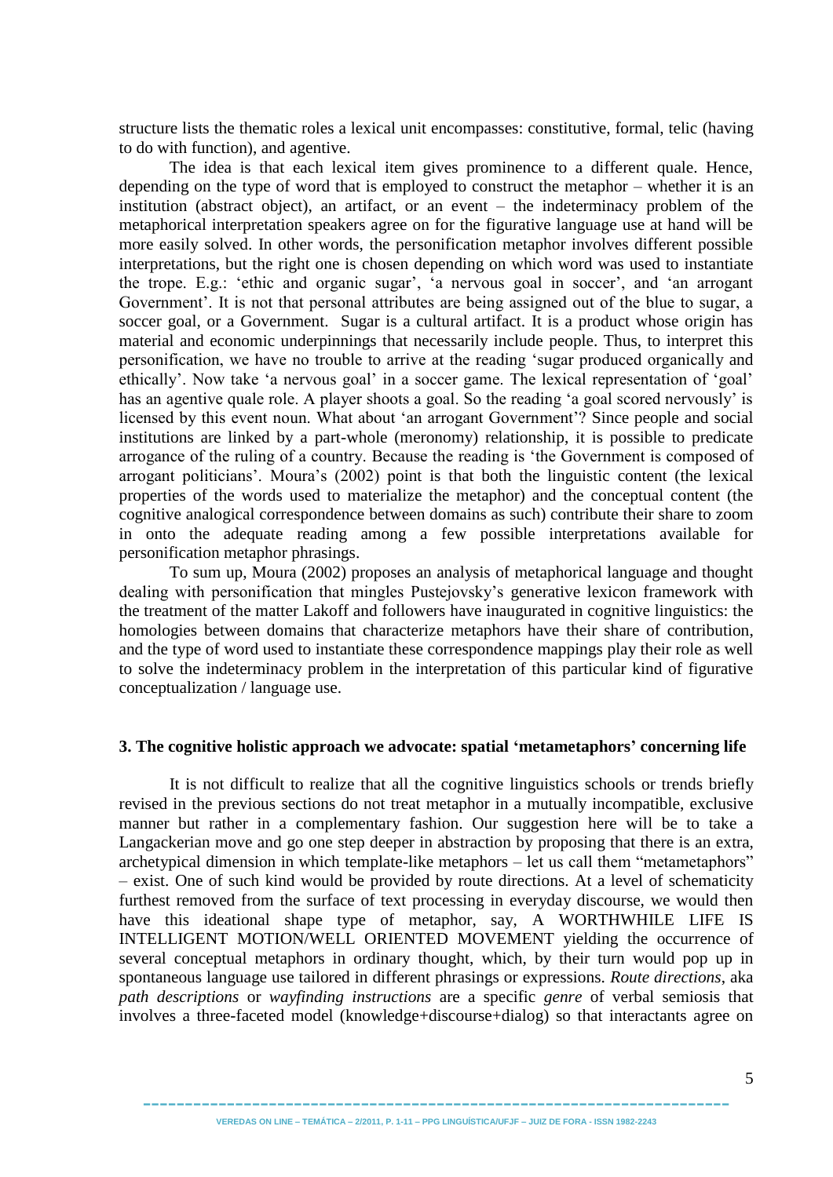structure lists the thematic roles a lexical unit encompasses: constitutive, formal, telic (having to do with function), and agentive.

The idea is that each lexical item gives prominence to a different quale. Hence, depending on the type of word that is employed to construct the metaphor – whether it is an institution (abstract object), an artifact, or an event – the indeterminacy problem of the metaphorical interpretation speakers agree on for the figurative language use at hand will be more easily solved. In other words, the personification metaphor involves different possible interpretations, but the right one is chosen depending on which word was used to instantiate the trope. E.g.: 'ethic and organic sugar', 'a nervous goal in soccer', and 'an arrogant Government'. It is not that personal attributes are being assigned out of the blue to sugar, a soccer goal, or a Government. Sugar is a cultural artifact. It is a product whose origin has material and economic underpinnings that necessarily include people. Thus, to interpret this personification, we have no trouble to arrive at the reading 'sugar produced organically and ethically'. Now take 'a nervous goal' in a soccer game. The lexical representation of 'goal' has an agentive quale role. A player shoots a goal. So the reading 'a goal scored nervously' is licensed by this event noun. What about 'an arrogant Government'? Since people and social institutions are linked by a part-whole (meronomy) relationship, it is possible to predicate arrogance of the ruling of a country. Because the reading is 'the Government is composed of arrogant politicians'. Moura's (2002) point is that both the linguistic content (the lexical properties of the words used to materialize the metaphor) and the conceptual content (the cognitive analogical correspondence between domains as such) contribute their share to zoom in onto the adequate reading among a few possible interpretations available for personification metaphor phrasings.

To sum up, Moura (2002) proposes an analysis of metaphorical language and thought dealing with personification that mingles Pustejovsky's generative lexicon framework with the treatment of the matter Lakoff and followers have inaugurated in cognitive linguistics: the homologies between domains that characterize metaphors have their share of contribution, and the type of word used to instantiate these correspondence mappings play their role as well to solve the indeterminacy problem in the interpretation of this particular kind of figurative conceptualization / language use.

## 3. The cognitive holistic approach we advocate: spatial 'metametaphors' concerning life

It is not difficult to realize that all the cognitive linguistics schools or trends briefly revised in the previous sections do not treat metaphor in a mutually incompatible, exclusive manner but rather in a complementary fashion. Our suggestion here will be to take a Langackerian move and go one step deeper in abstraction by proposing that there is an extra, archetypical dimension in which template-like metaphors – let us call them "metametaphors" – exist. One of such kind would be provided by route directions. At a level of schematicity furthest removed from the surface of text processing in everyday discourse, we would then have this ideational shape type of metaphor, say, A WORTHWHILE LIFE IS INTELLIGENT MOTION/WELL ORIENTED MOVEMENT yielding the occurrence of several conceptual metaphors in ordinary thought, which, by their turn would pop up in spontaneous language use tailored in different phrasings or expressions. *Route directions*, aka *path descriptions* or *wayfinding instructions* are a specific *genre* of verbal semiosis that involves a three-faceted model (knowledge+discourse+dialog) so that interactants agree on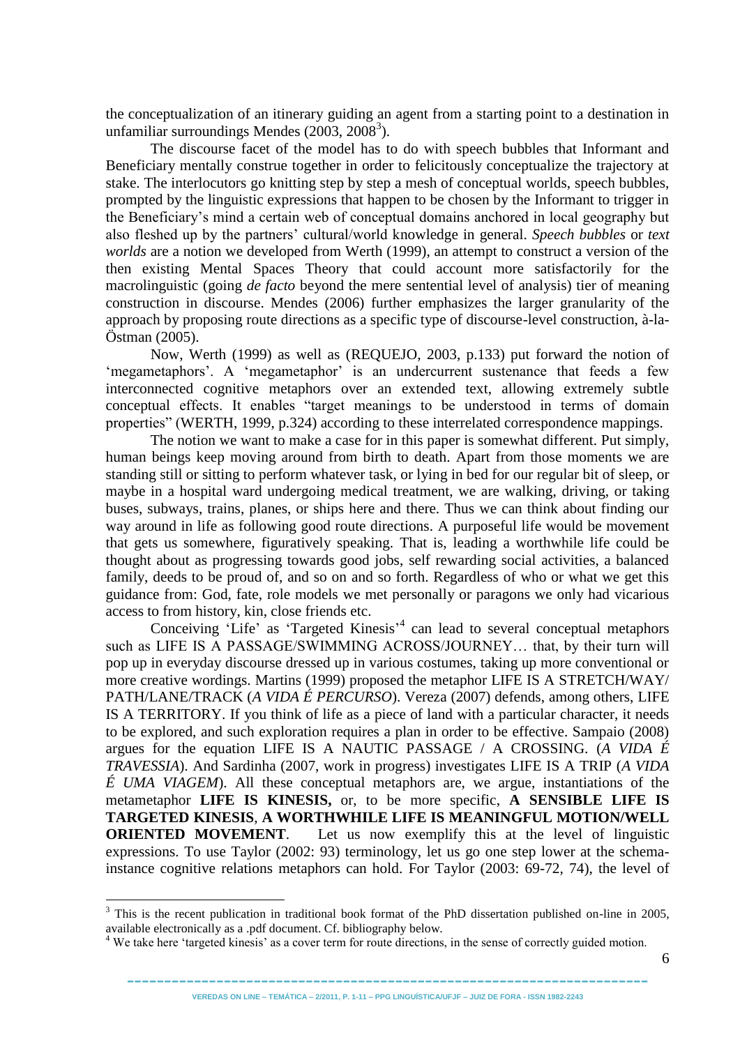the conceptualization of an itinerary guiding an agent from a starting point to a destination in unfamiliar surroundings Mendes (2003, 2008[3]).

The discourse facet of the model has to do with speech bubbles that Informant and Beneficiary mentally construe together in order to felicitously conceptualize the trajectory at stake. The interlocutors go knitting step by step a mesh of conceptual worlds, speech bubbles, prompted by the linguistic expressions that happen to be chosen by the Informant to trigger in the Beneficiary's mind a certain web of conceptual domains anchored in local geography but also fleshed up by the partners' cultural/world knowledge in general. *Speech bubbles* or *text worlds* are a notion we developed from Werth (1999), an attempt to construct a version of the then existing Mental Spaces Theory that could account more satisfactorily for the macrolinguistic (going *de facto* beyond the mere sentential level of analysis) tier of meaning construction in discourse. Mendes (2006) further emphasizes the larger granularity of the approach by proposing route directions as a specific type of discourse-level construction, à-la-Östman (2005).

Now, Werth (1999) as well as (REQUEJO, 2003, p.133) put forward the notion of 'megametaphors'. A 'megametaphor' is an undercurrent sustenance that feeds a few interconnected cognitive metaphors over an extended text, allowing extremely subtle conceptual effects. It enables "target meanings to be understood in terms of domain properties" (WERTH, 1999, p.324) according to these interrelated correspondence mappings.

The notion we want to make a case for in this paper is somewhat different. Put simply, human beings keep moving around from birth to death. Apart from those moments we are standing still or sitting to perform whatever task, or lying in bed for our regular bit of sleep, or maybe in a hospital ward undergoing medical treatment, we are walking, driving, or taking buses, subways, trains, planes, or ships here and there. Thus we can think about finding our way around in life as following good route directions. A purposeful life would be movement that gets us somewhere, figuratively speaking. That is, leading a worthwhile life could be thought about as progressing towards good jobs, self rewarding social activities, a balanced family, deeds to be proud of, and so on and so forth. Regardless of who or what we get this guidance from: God, fate, role models we met personally or paragons we only had vicarious access to from history, kin, close friends etc.

Conceiving 'Life' as 'Targeted Kinesis'[4] can lead to several conceptual metaphors such as LIFE IS A PASSAGE/SWIMMING ACROSS/JOURNEY… that, by their turn will pop up in everyday discourse dressed up in various costumes, taking up more conventional or more creative wordings. Martins (1999) proposed the metaphor LIFE IS A STRETCH/WAY/ PATH/LANE/TRACK (*A VIDA É PERCURSO*). Vereza (2007) defends, among others, LIFE IS A TERRITORY. If you think of life as a piece of land with a particular character, it needs to be explored, and such exploration requires a plan in order to be effective. Sampaio (2008) argues for the equation LIFE IS A NAUTIC PASSAGE / A CROSSING. (*A VIDA É TRAVESSIA*). And Sardinha (2007, work in progress) investigates LIFE IS A TRIP (*A VIDA É UMA VIAGEM*). All these conceptual metaphors are, we argue, instantiations of the metametaphor **LIFE IS KINESIS,** or, to be more specific, **A SENSIBLE LIFE IS TARGETED KINESIS**, **A WORTHWHILE LIFE IS MEANINGFUL MOTION/WELL ORIENTED MOVEMENT**. Let us now exemplify this at the level of linguistic expressions. To use Taylor (2002: 93) terminology, let us go one step lower at the schema-instance cognitive relations metaphors can hold. For Taylor (2003: 69-72, 74), the level of

---

[3] This is the recent publication in traditional book format of the PhD dissertation published on-line in 2005, available electronically as a .pdf document. Cf. bibliography below.

[4] We take here 'targeted kinesis' as a cover term for route directions, in the sense of correctly guided motion.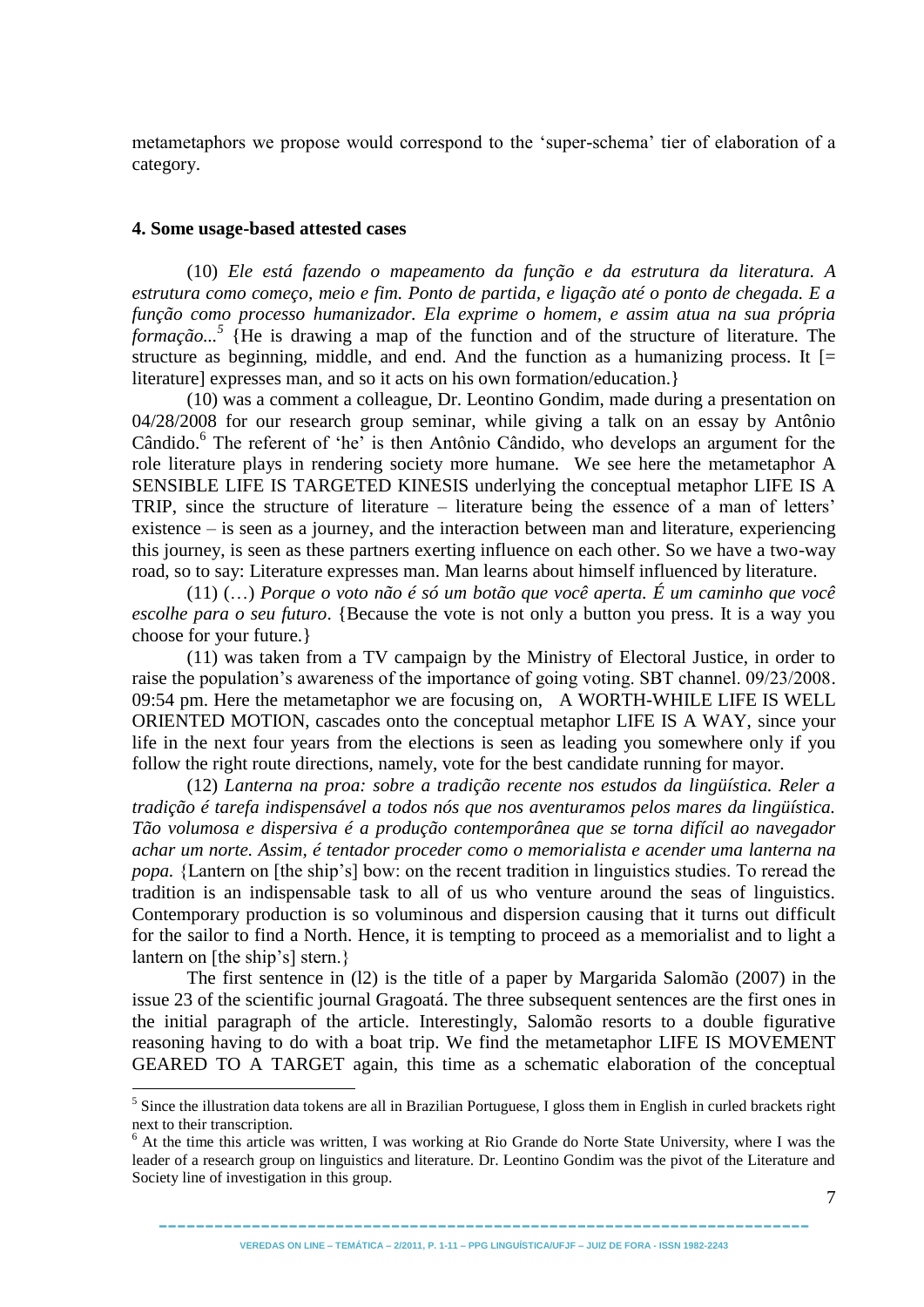metametaphors we propose would correspond to the 'super-schema' tier of elaboration of a category.

### 4. Some usage-based attested cases

(10) *Ele está fazendo o mapeamento da função e da estrutura da literatura. A estrutura como começo, meio e fim. Ponto de partida, e ligação até o ponto de chegada. E a função como processo humanizador. Ela exprime o homem, e assim atua na sua própria formação...*[5] {He is drawing a map of the function and of the structure of literature. The structure as beginning, middle, and end. And the function as a humanizing process. It [= literature] expresses man, and so it acts on his own formation/education.}

(10) was a comment a colleague, Dr. Leontino Gondim, made during a presentation on 04/28/2008 for our research group seminar, while giving a talk on an essay by Antônio Cândido.[6] The referent of 'he' is then Antônio Cândido, who develops an argument for the role literature plays in rendering society more humane. We see here the metametaphor A SENSIBLE LIFE IS TARGETED KINESIS underlying the conceptual metaphor LIFE IS A TRIP, since the structure of literature – literature being the essence of a man of letters' existence – is seen as a journey, and the interaction between man and literature, experiencing this journey, is seen as these partners exerting influence on each other. So we have a two-way road, so to say: Literature expresses man. Man learns about himself influenced by literature.

(11) (…) *Porque o voto não é só um botão que você aperta. É um caminho que você escolhe para o seu futuro*. {Because the vote is not only a button you press. It is a way you choose for your future.}

(11) was taken from a TV campaign by the Ministry of Electoral Justice, in order to raise the population's awareness of the importance of going voting. SBT channel. 09/23/2008. 09:54 pm. Here the metametaphor we are focusing on, A WORTH-WHILE LIFE IS WELL ORIENTED MOTION, cascades onto the conceptual metaphor LIFE IS A WAY, since your life in the next four years from the elections is seen as leading you somewhere only if you follow the right route directions, namely, vote for the best candidate running for mayor.

(12) *Lanterna na proa: sobre a tradição recente nos estudos da lingüística. Reler a tradição é tarefa indispensável a todos nós que nos aventuramos pelos mares da lingüística. Tão volumosa e dispersiva é a produção contemporânea que se torna difícil ao navegador achar um norte. Assim, é tentador proceder como o memorialista e acender uma lanterna na popa.* {Lantern on [the ship's] bow: on the recent tradition in linguistics studies. To reread the tradition is an indispensable task to all of us who venture around the seas of linguistics. Contemporary production is so voluminous and dispersion causing that it turns out difficult for the sailor to find a North. Hence, it is tempting to proceed as a memorialist and to light a lantern on [the ship's] stern.}

The first sentence in (l2) is the title of a paper by Margarida Salomão (2007) in the issue 23 of the scientific journal Gragoatá. The three subsequent sentences are the first ones in the initial paragraph of the article. Interestingly, Salomão resorts to a double figurative reasoning having to do with a boat trip. We find the metametaphor LIFE IS MOVEMENT GEARED TO A TARGET again, this time as a schematic elaboration of the conceptual

---

[5] Since the illustration data tokens are all in Brazilian Portuguese, I gloss them in English in curled brackets right next to their transcription.

[6] At the time this article was written, I was working at Rio Grande do Norte State University, where I was the leader of a research group on linguistics and literature. Dr. Leontino Gondim was the pivot of the Literature and Society line of investigation in this group.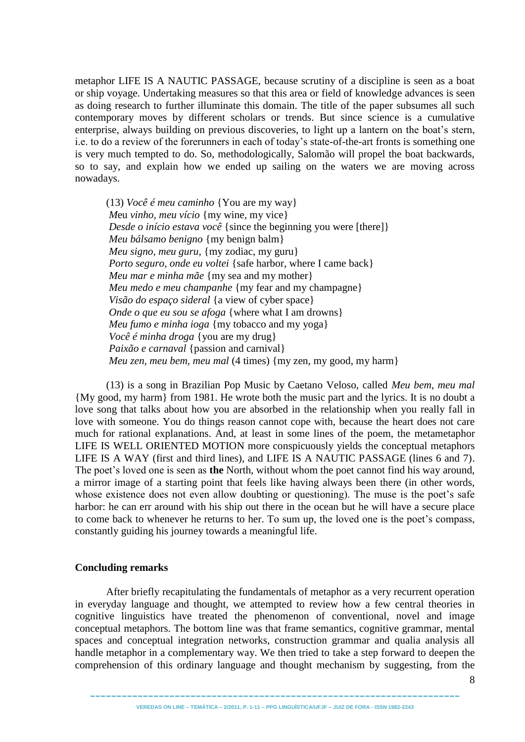metaphor LIFE IS A NAUTIC PASSAGE, because scrutiny of a discipline is seen as a boat or ship voyage. Undertaking measures so that this area or field of knowledge advances is seen as doing research to further illuminate this domain. The title of the paper subsumes all such contemporary moves by different scholars or trends. But since science is a cumulative enterprise, always building on previous discoveries, to light up a lantern on the boat's stern, i.e. to do a review of the forerunners in each of today's state-of-the-art fronts is something one is very much tempted to do. So, methodologically, Salomão will propel the boat backwards, so to say, and explain how we ended up sailing on the waters we are moving across nowadays.

(13) *Você é meu caminho* {You are my way}  
*M*eu *vinho, meu vício* {my wine, my vice}  
*Desde o início estava você* {since the beginning you were [there]}  
*Meu bálsamo benigno* {my benign balm}  
*Meu signo, meu guru*, {my zodiac, my guru}  
*Porto seguro, onde eu voltei* {safe harbor, where I came back}  
*Meu mar e minha mãe* {my sea and my mother}  
*Meu medo e meu champanhe* {my fear and my champagne}  
*Visão do espaço sideral* {a view of cyber space}  
*Onde o que eu sou se afoga* {where what I am drowns}  
*Meu fumo e minha ioga* {my tobacco and my yoga}  
*Você é minha droga* {you are my drug}  
*Paixão e carnaval* {passion and carnival}  
*Meu zen, meu bem, meu mal* (4 times) {my zen, my good, my harm}

(13) is a song in Brazilian Pop Music by Caetano Veloso, called *Meu bem, meu mal* {My good, my harm} from 1981. He wrote both the music part and the lyrics. It is no doubt a love song that talks about how you are absorbed in the relationship when you really fall in love with someone. You do things reason cannot cope with, because the heart does not care much for rational explanations. And, at least in some lines of the poem, the metametaphor LIFE IS WELL ORIENTED MOTION more conspicuously yields the conceptual metaphors LIFE IS A WAY (first and third lines), and LIFE IS A NAUTIC PASSAGE (lines 6 and 7). The poet's loved one is seen as **the** North, without whom the poet cannot find his way around, a mirror image of a starting point that feels like having always been there (in other words, whose existence does not even allow doubting or questioning). The muse is the poet's safe harbor: he can err around with his ship out there in the ocean but he will have a secure place to come back to whenever he returns to her. To sum up, the loved one is the poet's compass, constantly guiding his journey towards a meaningful life.

## Concluding remarks

After briefly recapitulating the fundamentals of metaphor as a very recurrent operation in everyday language and thought, we attempted to review how a few central theories in cognitive linguistics have treated the phenomenon of conventional, novel and image conceptual metaphors. The bottom line was that frame semantics, cognitive grammar, mental spaces and conceptual integration networks, construction grammar and qualia analysis all handle metaphor in a complementary way. We then tried to take a step forward to deepen the comprehension of this ordinary language and thought mechanism by suggesting, from the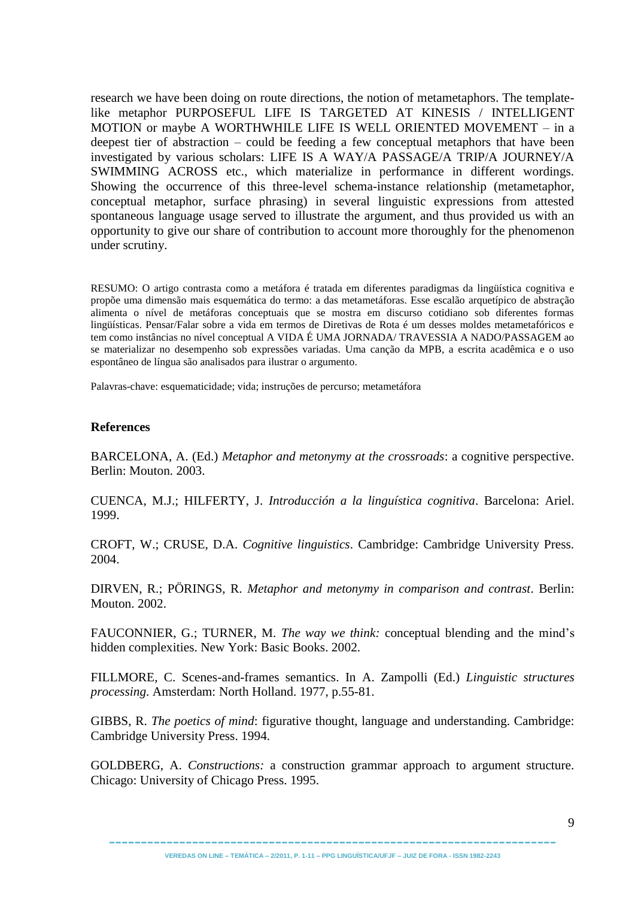research we have been doing on route directions, the notion of metametaphors. The template-like metaphor PURPOSEFUL LIFE IS TARGETED AT KINESIS / INTELLIGENT MOTION or maybe A WORTHWHILE LIFE IS WELL ORIENTED MOVEMENT – in a deepest tier of abstraction – could be feeding a few conceptual metaphors that have been investigated by various scholars: LIFE IS A WAY/A PASSAGE/A TRIP/A JOURNEY/A SWIMMING ACROSS etc., which materialize in performance in different wordings. Showing the occurrence of this three-level schema-instance relationship (metametaphor, conceptual metaphor, surface phrasing) in several linguistic expressions from attested spontaneous language usage served to illustrate the argument, and thus provided us with an opportunity to give our share of contribution to account more thoroughly for the phenomenon under scrutiny.

RESUMO: O artigo contrasta como a metáfora é tratada em diferentes paradigmas da lingüística cognitiva e propõe uma dimensão mais esquemática do termo: a das metametáforas. Esse escalão arquetípico de abstração alimenta o nível de metáforas conceptuais que se mostra em discurso cotidiano sob diferentes formas lingüísticas. Pensar/Falar sobre a vida em termos de Diretivas de Rota é um desses moldes metametafóricos e tem como instâncias no nível conceptual A VIDA É UMA JORNADA/ TRAVESSIA A NADO/PASSAGEM ao se materializar no desempenho sob expressões variadas. Uma canção da MPB, a escrita acadêmica e o uso espontâneo de língua são analisados para ilustrar o argumento.

Palavras-chave: esquematicidade; vida; instruções de percurso; metametáfora

## References

BARCELONA, A. (Ed.) *Metaphor and metonymy at the crossroads*: a cognitive perspective. Berlin: Mouton. 2003.

CUENCA, M.J.; HILFERTY, J. *Introducción a la linguística cognitiva*. Barcelona: Ariel. 1999.

CROFT, W.; CRUSE, D.A. *Cognitive linguistics*. Cambridge: Cambridge University Press. 2004.

DIRVEN, R.; PÖRINGS, R. *Metaphor and metonymy in comparison and contrast*. Berlin: Mouton. 2002.

FAUCONNIER, G.; TURNER, M. *The way we think:* conceptual blending and the mind's hidden complexities. New York: Basic Books. 2002.

FILLMORE, C. Scenes-and-frames semantics. In A. Zampolli (Ed.) *Linguistic structures processing*. Amsterdam: North Holland. 1977, p.55-81.

GIBBS, R. *The poetics of mind*: figurative thought, language and understanding. Cambridge: Cambridge University Press. 1994.

GOLDBERG, A. *Constructions:* a construction grammar approach to argument structure. Chicago: University of Chicago Press. 1995.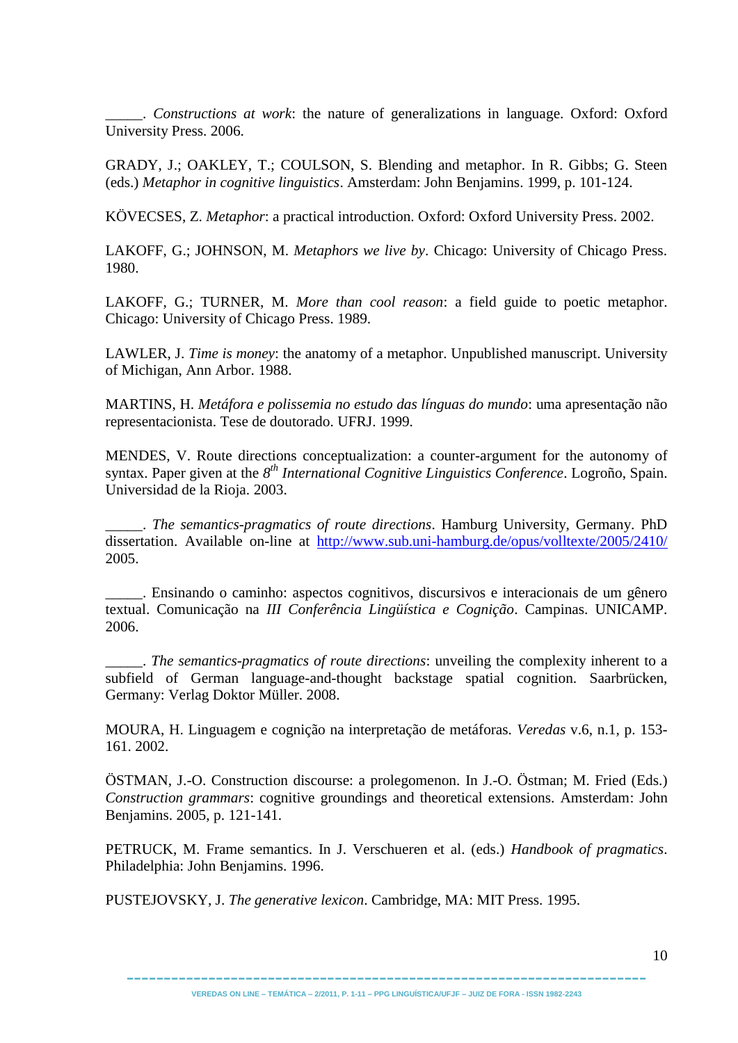_____. *Constructions at work*: the nature of generalizations in language. Oxford: Oxford University Press. 2006.

GRADY, J.; OAKLEY, T.; COULSON, S. Blending and metaphor. In R. Gibbs; G. Steen (eds.) *Metaphor in cognitive linguistics*. Amsterdam: John Benjamins. 1999, p. 101-124.

KÖVECSES, Z. *Metaphor*: a practical introduction. Oxford: Oxford University Press. 2002.

LAKOFF, G.; JOHNSON, M. *Metaphors we live by*. Chicago: University of Chicago Press. 1980.

LAKOFF, G.; TURNER, M. *More than cool reason*: a field guide to poetic metaphor. Chicago: University of Chicago Press. 1989.

LAWLER, J. *Time is money*: the anatomy of a metaphor. Unpublished manuscript. University of Michigan, Ann Arbor. 1988.

MARTINS, H. *Metáfora e polissemia no estudo das línguas do mundo*: uma apresentação não representacionista. Tese de doutorado. UFRJ. 1999.

MENDES, V. Route directions conceptualization: a counter-argument for the autonomy of syntax. Paper given at the 8th *International Cognitive Linguistics Conference*. Logroño, Spain. Universidad de la Rioja. 2003.

_____. *The semantics-pragmatics of route directions*. Hamburg University, Germany. PhD dissertation. Available on-line at http://www.sub.uni-hamburg.de/opus/volltexte/2005/2410/ 2005.

_____. Ensinando o caminho: aspectos cognitivos, discursivos e interacionais de um gênero textual. Comunicação na *III Conferência Lingüística e Cognição*. Campinas. UNICAMP. 2006.

_____. *The semantics-pragmatics of route directions*: unveiling the complexity inherent to a subfield of German language-and-thought backstage spatial cognition. Saarbrücken, Germany: Verlag Doktor Müller. 2008.

MOURA, H. Linguagem e cognição na interpretação de metáforas. *Veredas* v.6, n.1, p. 153-161. 2002.

ÖSTMAN, J.-O. Construction discourse: a prolegomenon. In J.-O. Östman; M. Fried (Eds.) *Construction grammars*: cognitive groundings and theoretical extensions. Amsterdam: John Benjamins. 2005, p. 121-141.

PETRUCK, M. Frame semantics. In J. Verschueren et al. (eds.) *Handbook of pragmatics*. Philadelphia: John Benjamins. 1996.

PUSTEJOVSKY, J. *The generative lexicon*. Cambridge, MA: MIT Press. 1995.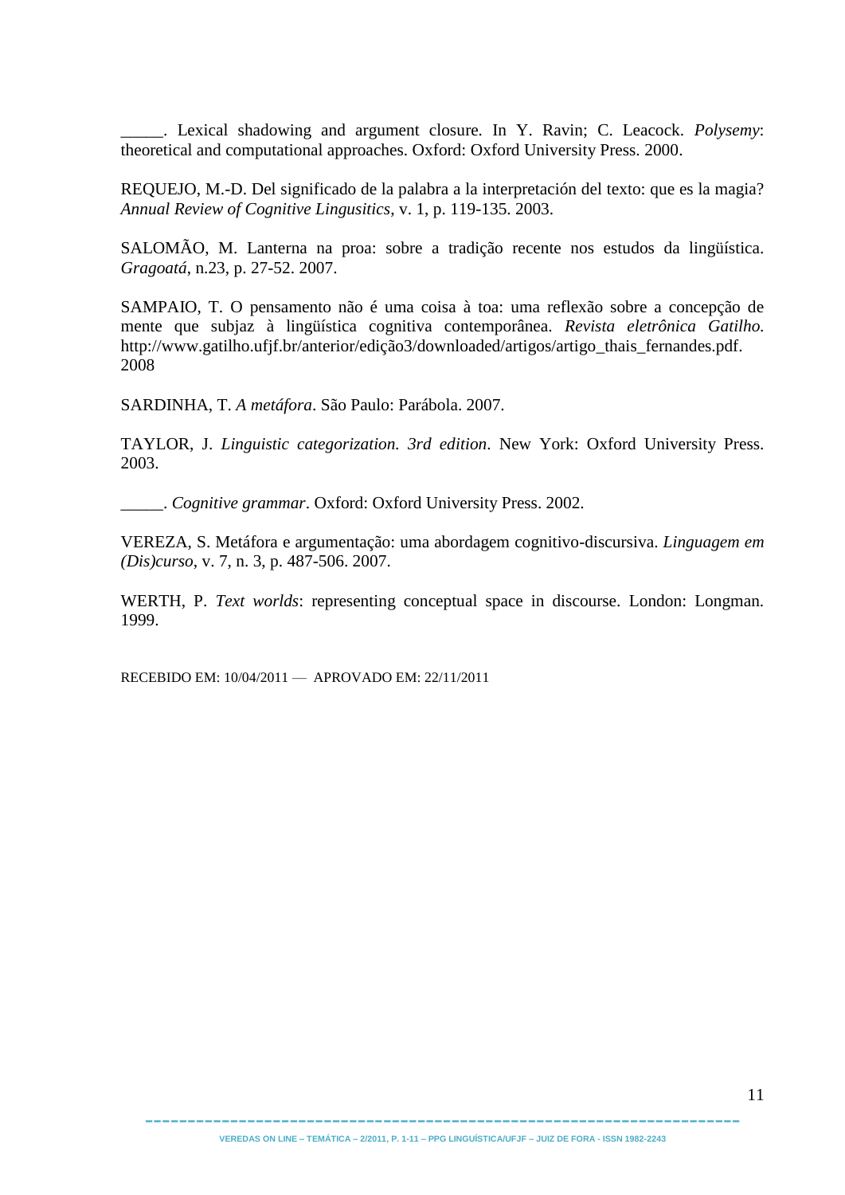_____. Lexical shadowing and argument closure. In Y. Ravin; C. Leacock. *Polysemy*: theoretical and computational approaches. Oxford: Oxford University Press. 2000.

REQUEJO, M.-D. Del significado de la palabra a la interpretación del texto: que es la magia? *Annual Review of Cognitive Lingusitics*, v. 1, p. 119-135. 2003.

SALOMÃO, M. Lanterna na proa: sobre a tradição recente nos estudos da lingüística. *Gragoatá*, n.23, p. 27-52. 2007.

SAMPAIO, T. O pensamento não é uma coisa à toa: uma reflexão sobre a concepção de mente que subjaz à lingüística cognitiva contemporânea. *Revista eletrônica Gatilho*. http://www.gatilho.ufjf.br/anterior/edição3/downloaded/artigos/artigo_thais_fernandes.pdf. 2008

SARDINHA, T. *A metáfora*. São Paulo: Parábola. 2007.

TAYLOR, J. *Linguistic categorization. 3rd edition*. New York: Oxford University Press. 2003.

_____. *Cognitive grammar*. Oxford: Oxford University Press. 2002.

VEREZA, S. Metáfora e argumentação: uma abordagem cognitivo-discursiva. *Linguagem em (Dis)curso*, v. 7, n. 3, p. 487-506. 2007.

WERTH, P. *Text worlds*: representing conceptual space in discourse. London: Longman. 1999.

RECEBIDO EM: 10/04/2011 — APROVADO EM: 22/11/2011